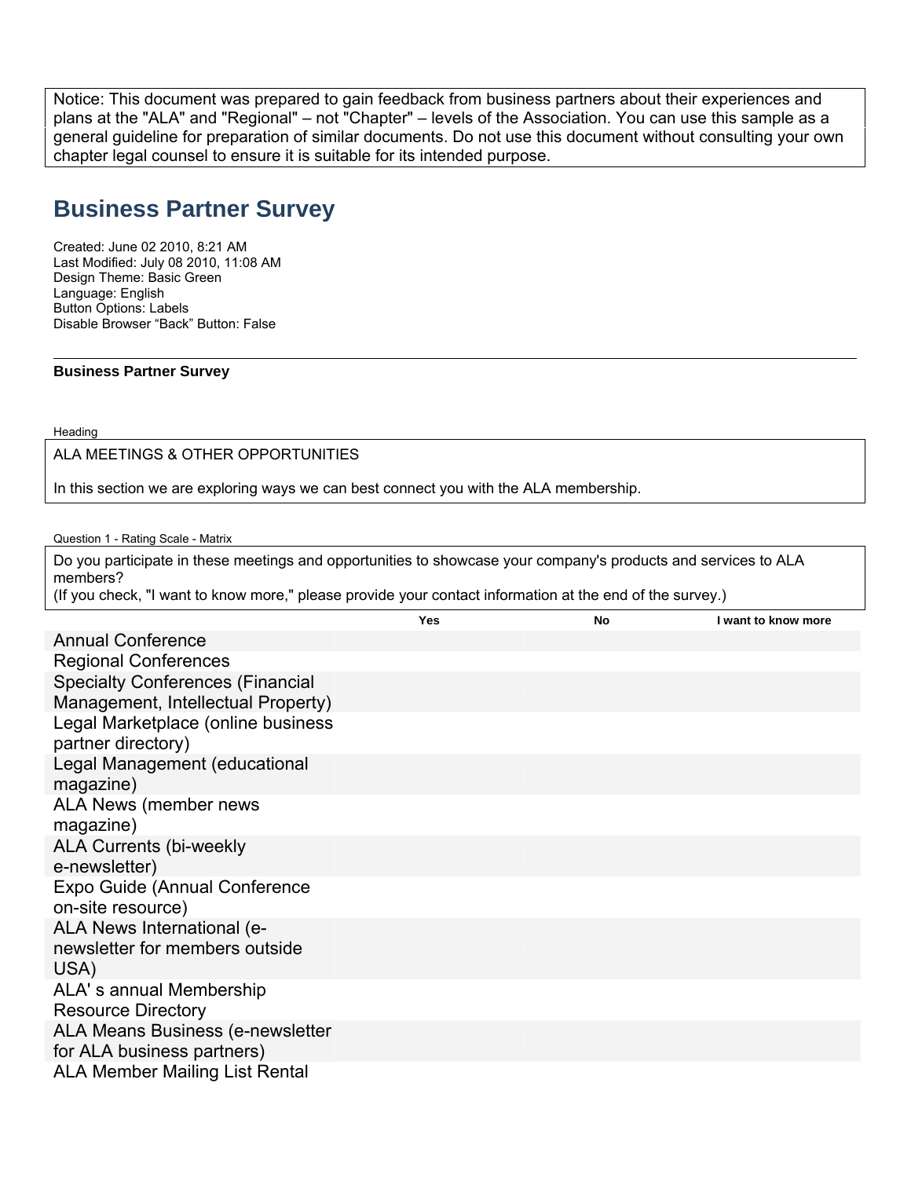Notice: This document was prepared to gain feedback from business partners about their experiences and plans at the "ALA" and "Regional" – not "Chapter" – levels of the Association. You can use this sample as a general guideline for preparation of similar documents. Do not use this document without consulting your own chapter legal counsel to ensure it is suitable for its intended purpose.

# Business Partner Survey

Created: June 02 2010, 8:21 AM
Last Modified: July 08 2010, 11:08 AM
Design Theme: Basic Green
Language: English
Button Options: Labels
Disable Browser "Back" Button: False

---

**Business Partner Survey**

Heading

ALA MEETINGS & OTHER OPPORTUNITIES

In this section we are exploring ways we can best connect you with the ALA membership.

Question 1 - Rating Scale - Matrix

Do you participate in these meetings and opportunities to showcase your company's products and services to ALA members?
(If you check, "I want to know more," please provide your contact information at the end of the survey.)

| | Yes | No | I want to know more |
|---|---|---|---|
| Annual Conference | | | |
| Regional Conferences | | | |
| Specialty Conferences (Financial Management, Intellectual Property) | | | |
| Legal Marketplace (online business partner directory) | | | |
| Legal Management (educational magazine) | | | |
| ALA News (member news magazine) | | | |
| ALA Currents (bi-weekly e-newsletter) | | | |
| Expo Guide (Annual Conference on-site resource) | | | |
| ALA News International (e-newsletter for members outside USA) | | | |
| ALA' s annual Membership Resource Directory | | | |
| ALA Means Business (e-newsletter for ALA business partners) | | | |
| ALA Member Mailing List Rental | | | |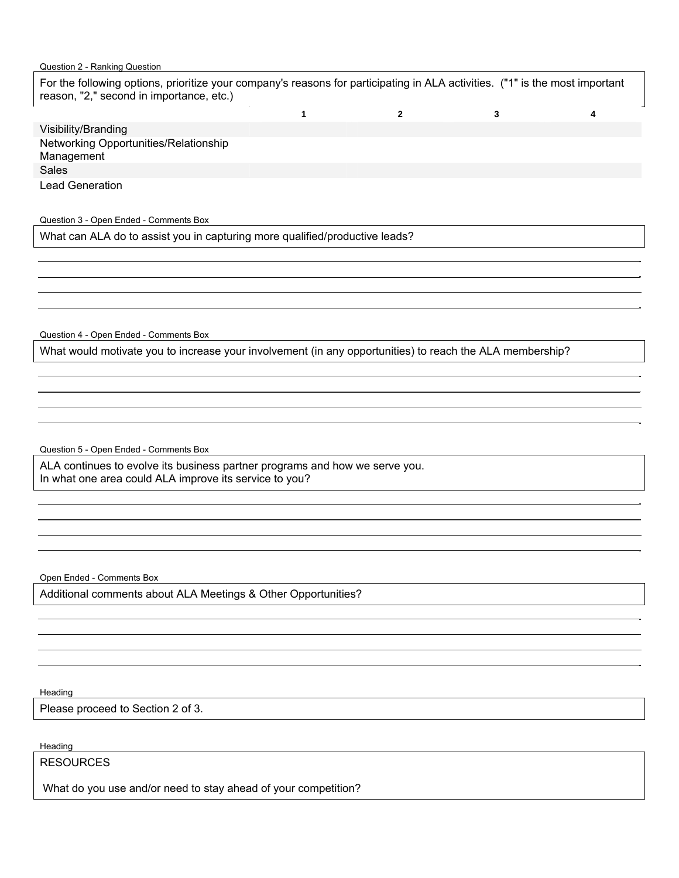Question 2 - Ranking Question

For the following options, prioritize your company's reasons for participating in ALA activities. ("1" is the most important reason, "2," second in importance, etc.)

| | 1 | 2 | 3 | 4 |
|---|---|---|---|---|
| Visibility/Branding | | | | |
| Networking Opportunities/Relationship Management | | | | |
| Sales | | | | |
| Lead Generation | | | | |

Question 3 - Open Ended - Comments Box

What can ALA do to assist you in capturing more qualified/productive leads?

Question 4 - Open Ended - Comments Box

What would motivate you to increase your involvement (in any opportunities) to reach the ALA membership?

Question 5 - Open Ended - Comments Box

ALA continues to evolve its business partner programs and how we serve you.
In what one area could ALA improve its service to you?

Open Ended - Comments Box

Additional comments about ALA Meetings & Other Opportunities?

Heading

Please proceed to Section 2 of 3.

Heading

RESOURCES

What do you use and/or need to stay ahead of your competition?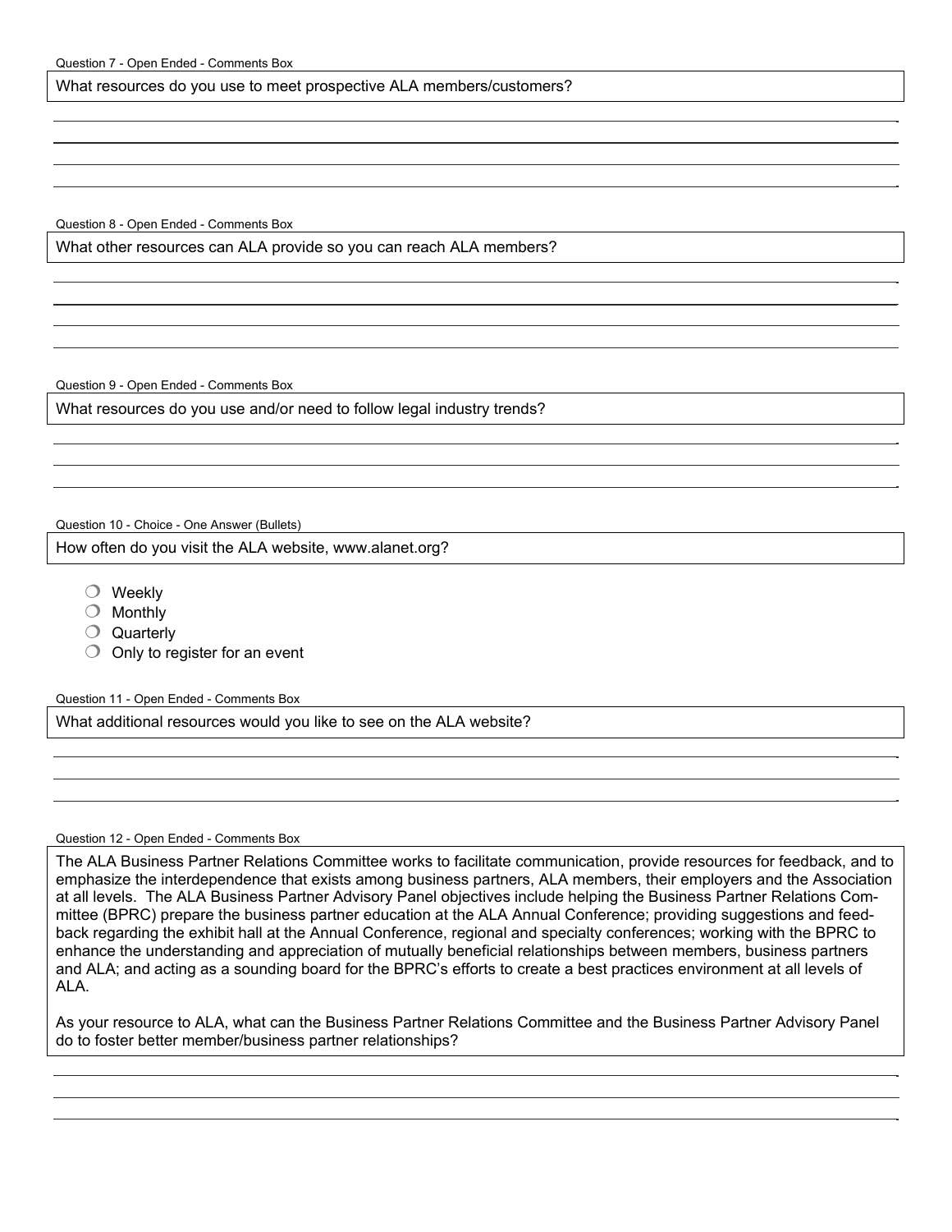Question 7 - Open Ended - Comments Box

What resources do you use to meet prospective ALA members/customers?

Question 8 - Open Ended - Comments Box

What other resources can ALA provide so you can reach ALA members?

Question 9 - Open Ended - Comments Box

What resources do you use and/or need to follow legal industry trends?

Question 10 - Choice - One Answer (Bullets)

How often do you visit the ALA website, www.alanet.org?

- ❍ Weekly
- ❍ Monthly
- ❍ Quarterly
- ❍ Only to register for an event

Question 11 - Open Ended - Comments Box

What additional resources would you like to see on the ALA website?

Question 12 - Open Ended - Comments Box

The ALA Business Partner Relations Committee works to facilitate communication, provide resources for feedback, and to emphasize the interdependence that exists among business partners, ALA members, their employers and the Association at all levels. The ALA Business Partner Advisory Panel objectives include helping the Business Partner Relations Committee (BPRC) prepare the business partner education at the ALA Annual Conference; providing suggestions and feedback regarding the exhibit hall at the Annual Conference, regional and specialty conferences; working with the BPRC to enhance the understanding and appreciation of mutually beneficial relationships between members, business partners and ALA; and acting as a sounding board for the BPRC's efforts to create a best practices environment at all levels of ALA.

As your resource to ALA, what can the Business Partner Relations Committee and the Business Partner Advisory Panel do to foster better member/business partner relationships?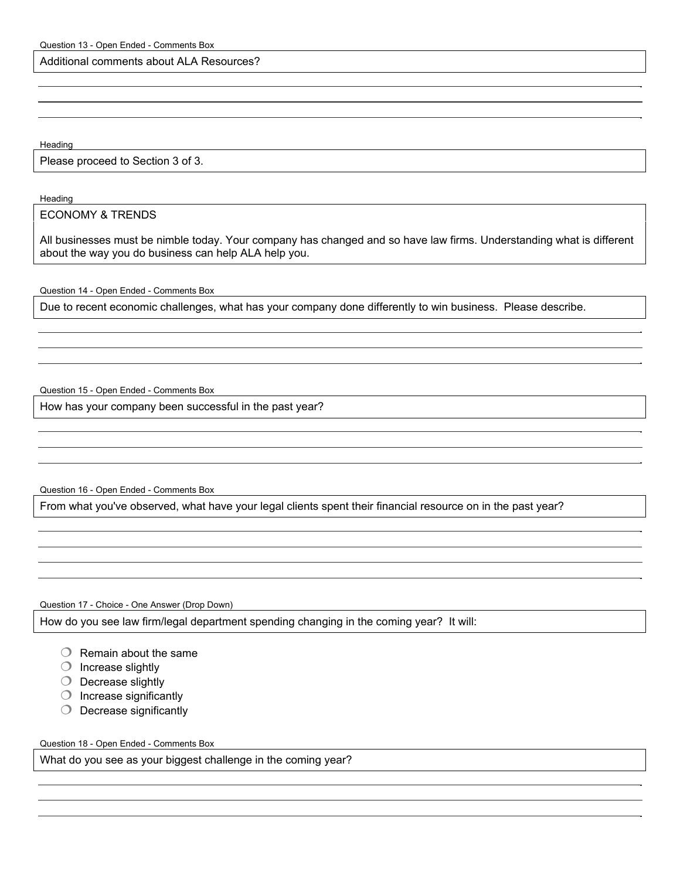Question 13 - Open Ended - Comments Box

Additional comments about ALA Resources?

Heading

Please proceed to Section 3 of 3.

Heading

## ECONOMY & TRENDS

All businesses must be nimble today. Your company has changed and so have law firms. Understanding what is different about the way you do business can help ALA help you.

Question 14 - Open Ended - Comments Box

Due to recent economic challenges, what has your company done differently to win business. Please describe.

Question 15 - Open Ended - Comments Box

How has your company been successful in the past year?

Question 16 - Open Ended - Comments Box

From what you've observed, what have your legal clients spent their financial resource on in the past year?

Question 17 - Choice - One Answer (Drop Down)

How do you see law firm/legal department spending changing in the coming year? It will:

- Remain about the same
- Increase slightly
- Decrease slightly
- Increase significantly
- Decrease significantly

Question 18 - Open Ended - Comments Box

What do you see as your biggest challenge in the coming year?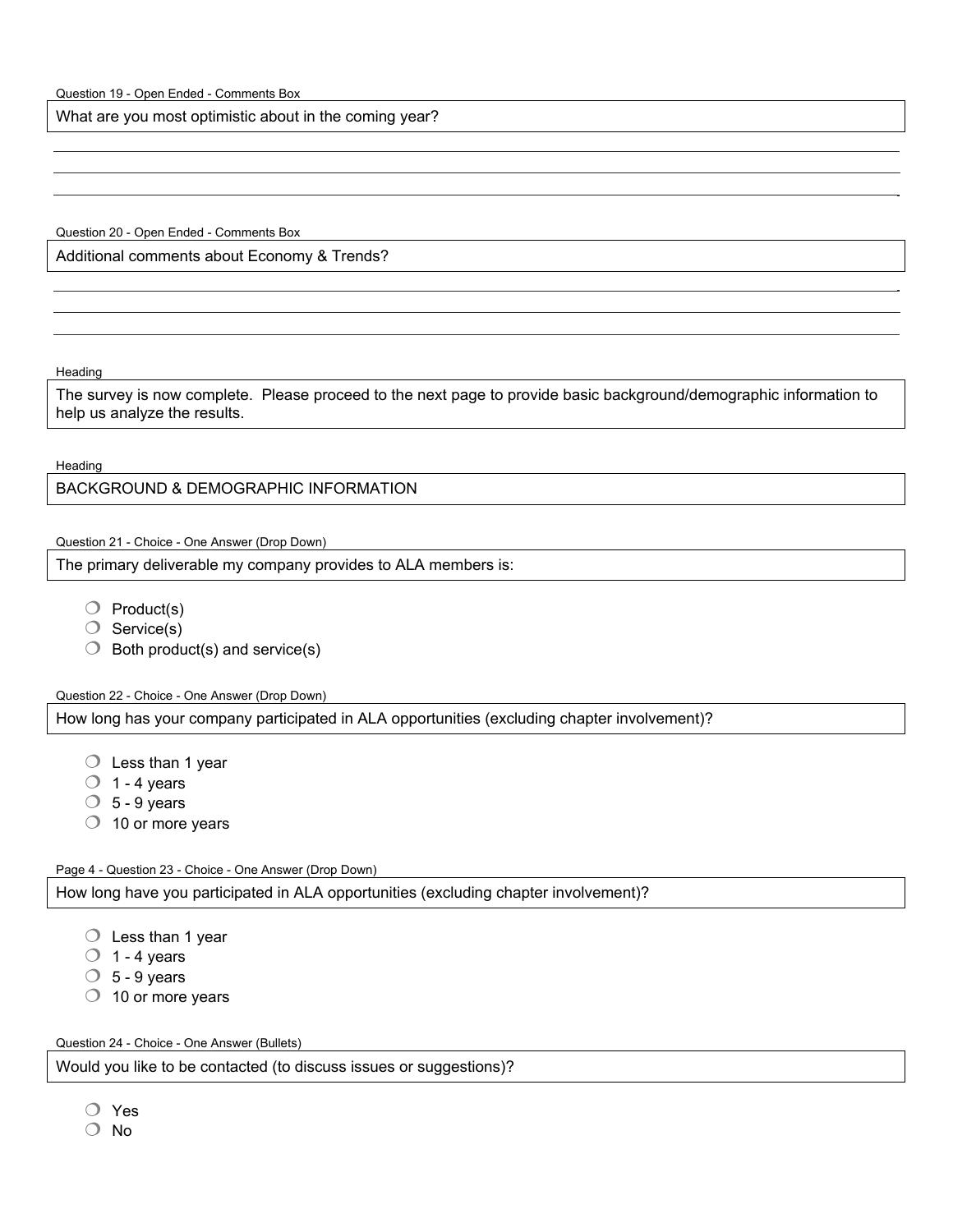Question 19 - Open Ended - Comments Box

**What are you most optimistic about in the coming year?**

---

---

---

Question 20 - Open Ended - Comments Box

**Additional comments about Economy & Trends?**

---

---

---

Heading

**The survey is now complete. Please proceed to the next page to provide basic background/demographic information to help us analyze the results.**

Heading

**BACKGROUND & DEMOGRAPHIC INFORMATION**

Question 21 - Choice - One Answer (Drop Down)

**The primary deliverable my company provides to ALA members is:**

- ❍ Product(s)
- ❍ Service(s)
- ❍ Both product(s) and service(s)

Question 22 - Choice - One Answer (Drop Down)

**How long has your company participated in ALA opportunities (excluding chapter involvement)?**

- ❍ Less than 1 year
- ❍ 1 - 4 years
- ❍ 5 - 9 years
- ❍ 10 or more years

Page 4 - Question 23 - Choice - One Answer (Drop Down)

**How long have you participated in ALA opportunities (excluding chapter involvement)?**

- ❍ Less than 1 year
- ❍ 1 - 4 years
- ❍ 5 - 9 years
- ❍ 10 or more years

Question 24 - Choice - One Answer (Bullets)

**Would you like to be contacted (to discuss issues or suggestions)?**

- ❍ Yes
- ❍ No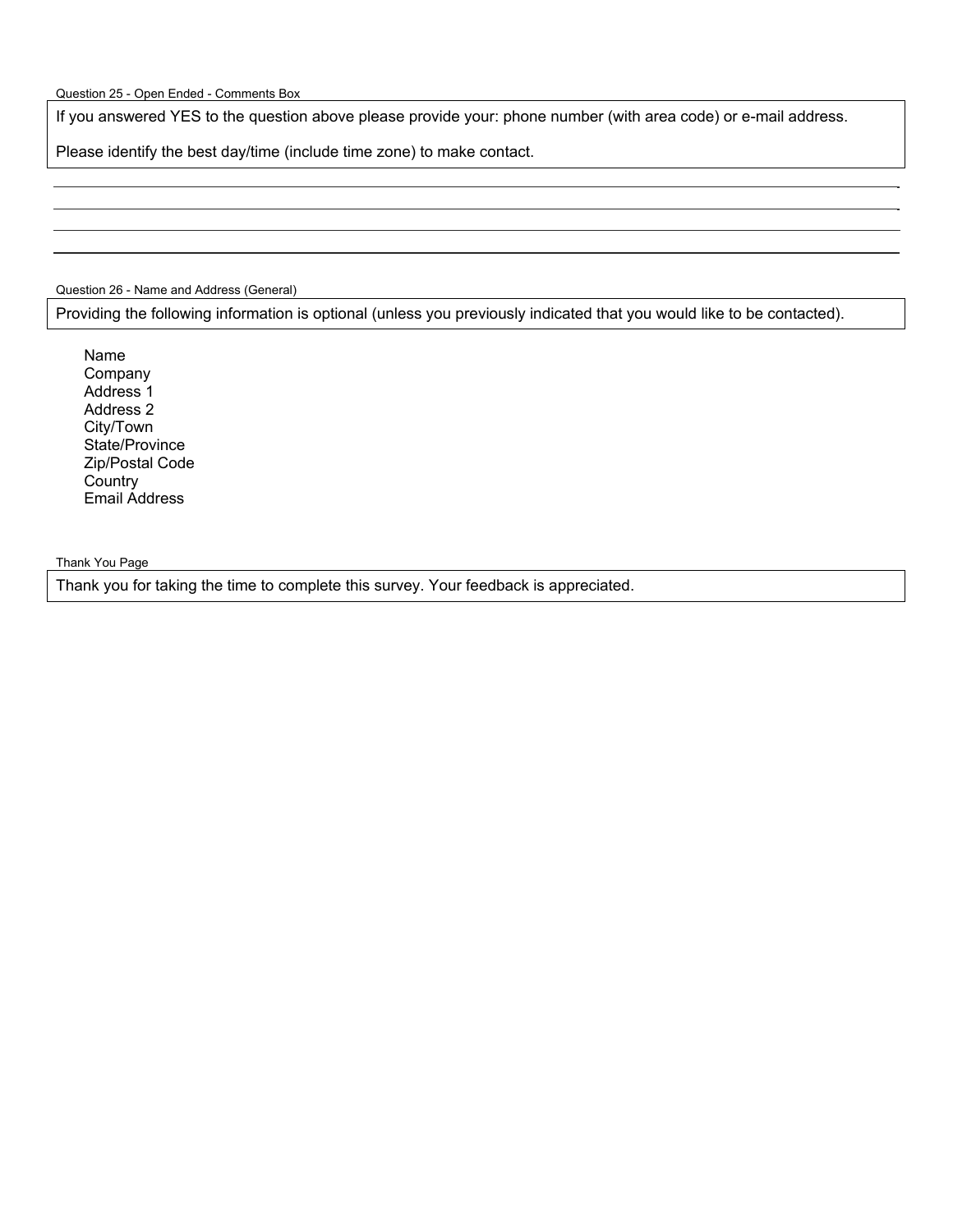Question 25 - Open Ended - Comments Box

If you answered YES to the question above please provide your: phone number (with area code) or e-mail address.

Please identify the best day/time (include time zone) to make contact.

Question 26 - Name and Address (General)

Providing the following information is optional (unless you previously indicated that you would like to be contacted).

Name
Company
Address 1
Address 2
City/Town
State/Province
Zip/Postal Code
Country
Email Address

Thank You Page

Thank you for taking the time to complete this survey. Your feedback is appreciated.